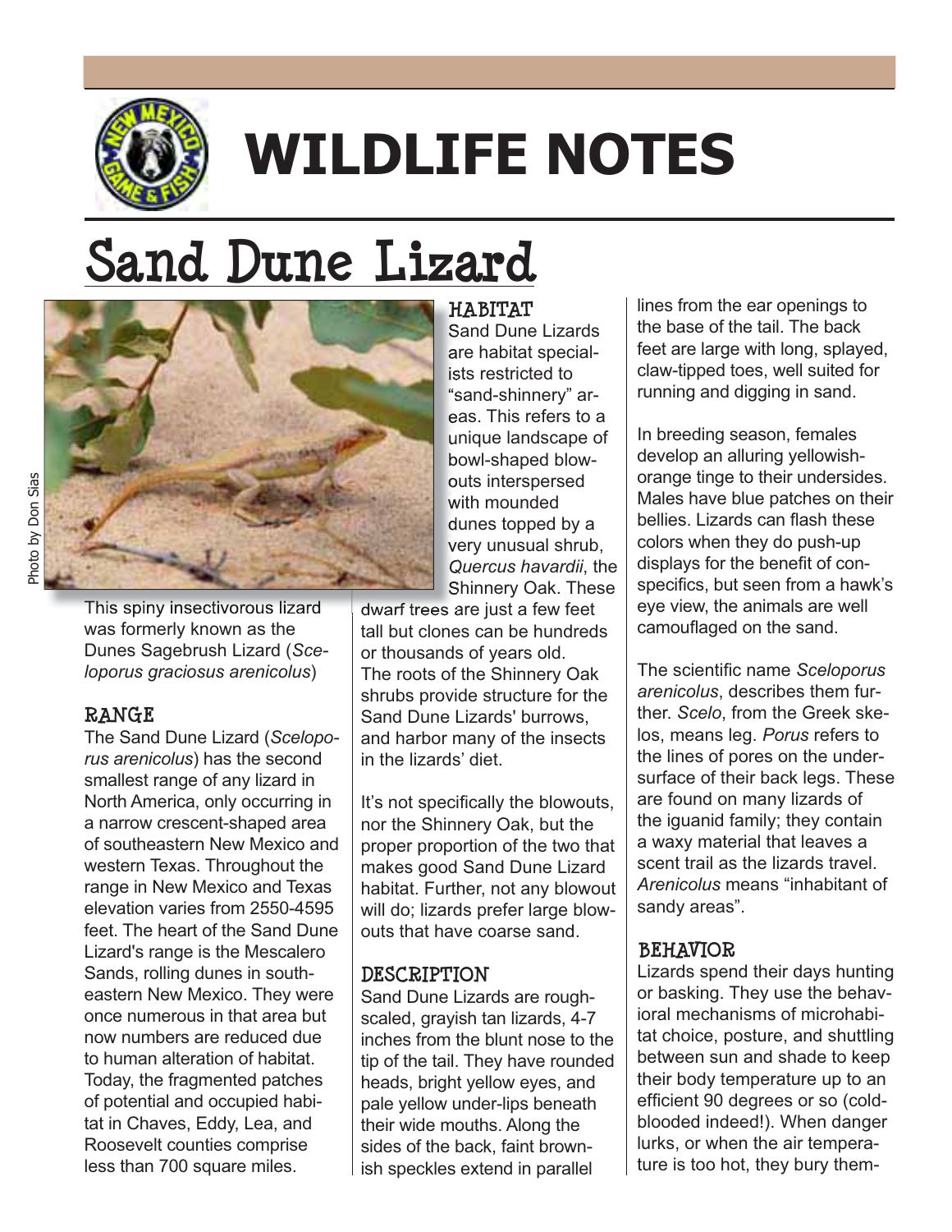# WILDLIFE NOTES

# Sand Dune Lizard

Photo by Don Sias

This spiny insectivorous lizard was formerly known as the Dunes Sagebrush Lizard (*Sceloporus graciosus arenicolus*)

## RANGE

The Sand Dune Lizard (*Sceloporus arenicolus*) has the second smallest range of any lizard in North America, only occurring in a narrow crescent-shaped area of southeastern New Mexico and western Texas. Throughout the range in New Mexico and Texas elevation varies from 2550-4595 feet. The heart of the Sand Dune Lizard's range is the Mescalero Sands, rolling dunes in southeastern New Mexico. They were once numerous in that area but now numbers are reduced due to human alteration of habitat. Today, the fragmented patches of potential and occupied habitat in Chaves, Eddy, Lea, and Roosevelt counties comprise less than 700 square miles.

## HABITAT

Sand Dune Lizards are habitat specialists restricted to "sand-shinnery" areas. This refers to a unique landscape of bowl-shaped blowouts interspersed with mounded dunes topped by a very unusual shrub, *Quercus havardii*, the Shinnery Oak. These dwarf trees are just a few feet tall but clones can be hundreds or thousands of years old. The roots of the Shinnery Oak shrubs provide structure for the Sand Dune Lizards' burrows, and harbor many of the insects in the lizards' diet.

It's not specifically the blowouts, nor the Shinnery Oak, but the proper proportion of the two that makes good Sand Dune Lizard habitat. Further, not any blowout will do; lizards prefer large blowouts that have coarse sand.

## DESCRIPTION

Sand Dune Lizards are rough-scaled, grayish tan lizards, 4-7 inches from the blunt nose to the tip of the tail. They have rounded heads, bright yellow eyes, and pale yellow under-lips beneath their wide mouths. Along the sides of the back, faint brownish speckles extend in parallel lines from the ear openings to the base of the tail. The back feet are large with long, splayed, claw-tipped toes, well suited for running and digging in sand.

In breeding season, females develop an alluring yellowish-orange tinge to their undersides. Males have blue patches on their bellies. Lizards can flash these colors when they do push-up displays for the benefit of conspecifics, but seen from a hawk's eye view, the animals are well camouflaged on the sand.

The scientific name *Sceloporus arenicolus*, describes them further. *Scelo*, from the Greek skelos, means leg. *Porus* refers to the lines of pores on the undersurface of their back legs. These are found on many lizards of the iguanid family; they contain a waxy material that leaves a scent trail as the lizards travel. *Arenicolus* means "inhabitant of sandy areas".

## BEHAVIOR

Lizards spend their days hunting or basking. They use the behavioral mechanisms of microhabitat choice, posture, and shuttling between sun and shade to keep their body temperature up to an efficient 90 degrees or so (cold-blooded indeed!). When danger lurks, or when the air temperature is too hot, they bury them-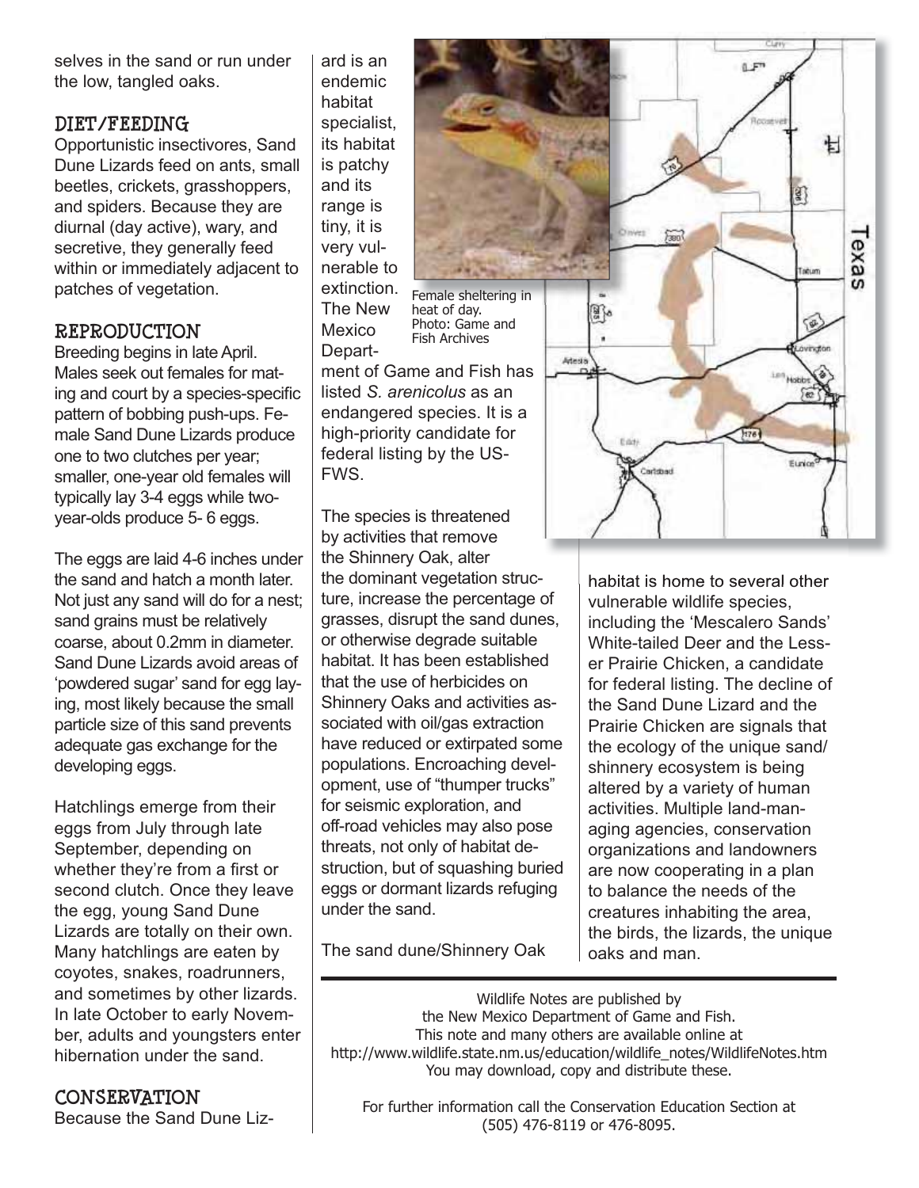selves in the sand or run under the low, tangled oaks.

## DIET/FEEDING

Opportunistic insectivores, Sand Dune Lizards feed on ants, small beetles, crickets, grasshoppers, and spiders. Because they are diurnal (day active), wary, and secretive, they generally feed within or immediately adjacent to patches of vegetation.

## REPRODUCTION

Breeding begins in late April. Males seek out females for mating and court by a species-specific pattern of bobbing push-ups. Female Sand Dune Lizards produce one to two clutches per year; smaller, one-year old females will typically lay 3-4 eggs while two-year-olds produce 5- 6 eggs.

The eggs are laid 4-6 inches under the sand and hatch a month later. Not just any sand will do for a nest; sand grains must be relatively coarse, about 0.2mm in diameter. Sand Dune Lizards avoid areas of 'powdered sugar' sand for egg laying, most likely because the small particle size of this sand prevents adequate gas exchange for the developing eggs.

Hatchlings emerge from their eggs from July through late September, depending on whether they're from a first or second clutch. Once they leave the egg, young Sand Dune Lizards are totally on their own. Many hatchlings are eaten by coyotes, snakes, roadrunners, and sometimes by other lizards. In late October to early November, adults and youngsters enter hibernation under the sand.

## CONSERVATION

Because the Sand Dune Lizard is an endemic habitat specialist, its habitat is patchy and its range is tiny, it is very vulnerable to extinction. The New Mexico Department of Game and Fish has listed *S. arenicolus* as an endangered species. It is a high-priority candidate for federal listing by the USFWS.

Female sheltering in heat of day. Photo: Game and Fish Archives

The species is threatened by activities that remove the Shinnery Oak, alter the dominant vegetation structure, increase the percentage of grasses, disrupt the sand dunes, or otherwise degrade suitable habitat. It has been established that the use of herbicides on Shinnery Oaks and activities associated with oil/gas extraction have reduced or extirpated some populations. Encroaching development, use of "thumper trucks" for seismic exploration, and off-road vehicles may also pose threats, not only of habitat destruction, but of squashing buried eggs or dormant lizards refuging under the sand.

The sand dune/Shinnery Oak habitat is home to several other vulnerable wildlife species, including the 'Mescalero Sands' White-tailed Deer and the Lesser Prairie Chicken, a candidate for federal listing. The decline of the Sand Dune Lizard and the Prairie Chicken are signals that the ecology of the unique sand/shinnery ecosystem is being altered by a variety of human activities. Multiple land-managing agencies, conservation organizations and landowners are now cooperating in a plan to balance the needs of the creatures inhabiting the area, the birds, the lizards, the unique oaks and man.

Texas

Wildlife Notes are published by the New Mexico Department of Game and Fish.
This note and many others are available online at
http://www.wildlife.state.nm.us/education/wildlife_notes/WildlifeNotes.htm
You may download, copy and distribute these.

For further information call the Conservation Education Section at (505) 476-8119 or 476-8095.